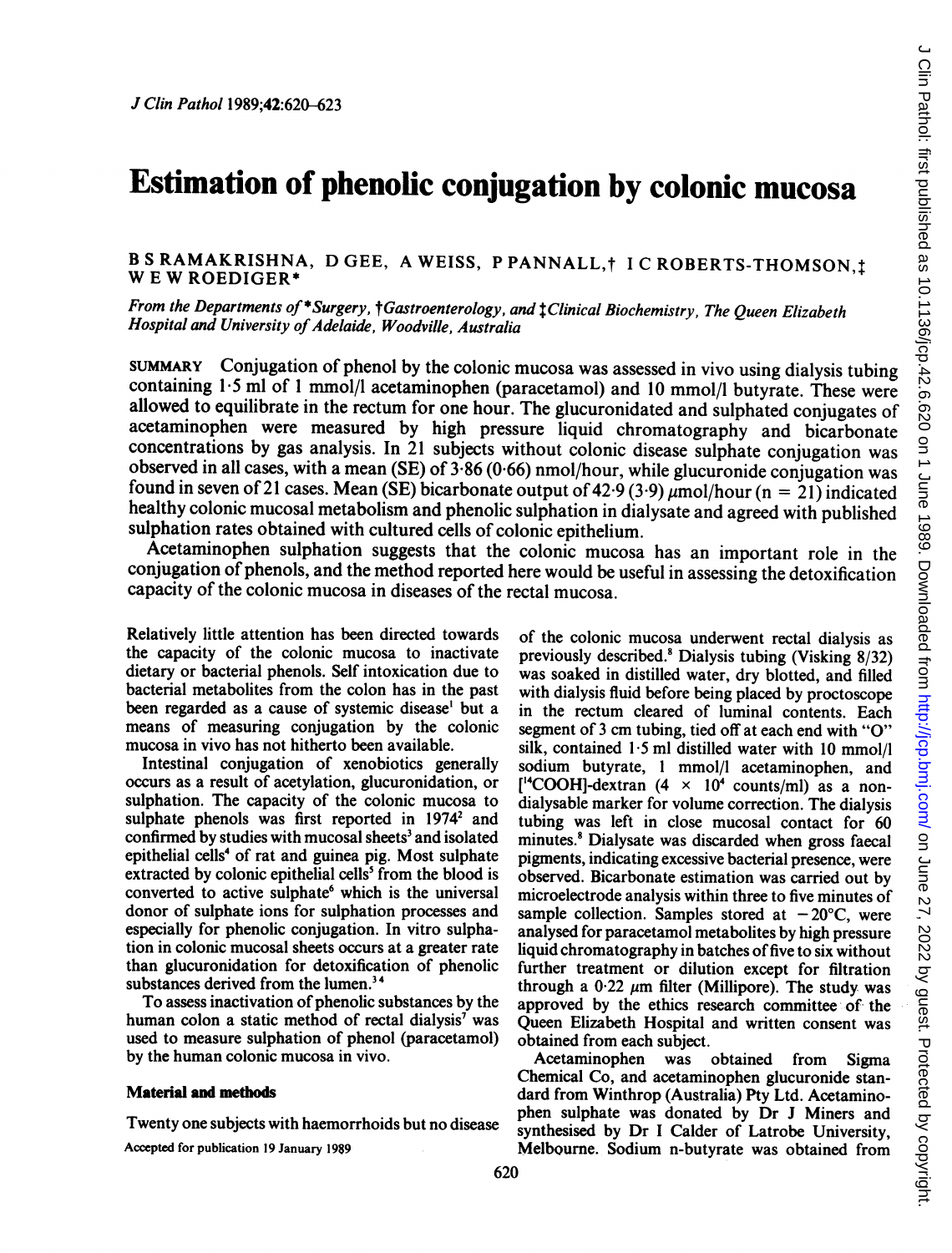# Estimation of phenolic conjugation by colonic mucosa

B S RAMAKRISHNA, D GEE, A WEISS, P PANNALL,† I C ROBERTS-THOMSON,‡ W E W ROEDIGER*

*From the Departments of \*Surgery, †Gastroenterology, and ‡Clinical Biochemistry, The Queen Elizabeth Hospital and University of Adelaide, Woodville, Australia*

SUMMARY Conjugation of phenol by the colonic mucosa was assessed in vivo using dialysis tubing containing 1·5 ml of 1 mmol/l acetaminophen (paracetamol) and 10 mmol/l butyrate. These were allowed to equilibrate in the rectum for one hour. The glucuronidated and sulphated conjugates of acetaminophen were measured by high pressure liquid chromatography and bicarbonate concentrations by gas analysis. In 21 subjects without colonic disease sulphate conjugation was observed in all cases, with a mean (SE) of 3·86 (0·66) nmol/hour, while glucuronide conjugation was found in seven of 21 cases. Mean (SE) bicarbonate output of 42·9 (3·9) μmol/hour (n = 21) indicated healthy colonic mucosal metabolism and phenolic sulphation in dialysate and agreed with published sulphation rates obtained with cultured cells of colonic epithelium.

Acetaminophen sulphation suggests that the colonic mucosa has an important role in the conjugation of phenols, and the method reported here would be useful in assessing the detoxification capacity of the colonic mucosa in diseases of the rectal mucosa.

Relatively little attention has been directed towards the capacity of the colonic mucosa to inactivate dietary or bacterial phenols. Self intoxication due to bacterial metabolites from the colon has in the past been regarded as a cause of systemic disease[1] but a means of measuring conjugation by the colonic mucosa in vivo has not hitherto been available.

Intestinal conjugation of xenobiotics generally occurs as a result of acetylation, glucuronidation, or sulphation. The capacity of the colonic mucosa to sulphate phenols was first reported in 1974[2] and confirmed by studies with mucosal sheets[3] and isolated epithelial cells[4] of rat and guinea pig. Most sulphate extracted by colonic epithelial cells[5] from the blood is converted to active sulphate[6] which is the universal donor of sulphate ions for sulphation processes and especially for phenolic conjugation. In vitro sulphation in colonic mucosal sheets occurs at a greater rate than glucuronidation for detoxification of phenolic substances derived from the lumen.[3,4]

To assess inactivation of phenolic substances by the human colon a static method of rectal dialysis[7] was used to measure sulphation of phenol (paracetamol) by the human colonic mucosa in vivo.

## Material and methods

Twenty one subjects with haemorrhoids but no disease of the colonic mucosa underwent rectal dialysis as previously described.[8] Dialysis tubing (Visking 8/32) was soaked in distilled water, dry blotted, and filled with dialysis fluid before being placed by proctoscope in the rectum cleared of luminal contents. Each segment of 3 cm tubing, tied off at each end with "O" silk, contained 1·5 ml distilled water with 10 mmol/l sodium butyrate, 1 mmol/l acetaminophen, and [$^{14}$COOH]-dextran ($4 \times 10^4$ counts/ml) as a non-dialysable marker for volume correction. The dialysis tubing was left in close mucosal contact for 60 minutes.[8] Dialysate was discarded when gross faecal pigments, indicating excessive bacterial presence, were observed. Bicarbonate estimation was carried out by microelectrode analysis within three to five minutes of sample collection. Samples stored at −20°C, were analysed for paracetamol metabolites by high pressure liquid chromatography in batches of five to six without further treatment or dilution except for filtration through a 0·22 μm filter (Millipore). The study was approved by the ethics research committee of the Queen Elizabeth Hospital and written consent was obtained from each subject.

Acetaminophen was obtained from Sigma Chemical Co, and acetaminophen glucuronide standard from Winthrop (Australia) Pty Ltd. Acetaminophen sulphate was donated by Dr J Miners and synthesised by Dr I Calder of Latrobe University, Melbourne. Sodium n-butyrate was obtained from

Accepted for publication 19 January 1989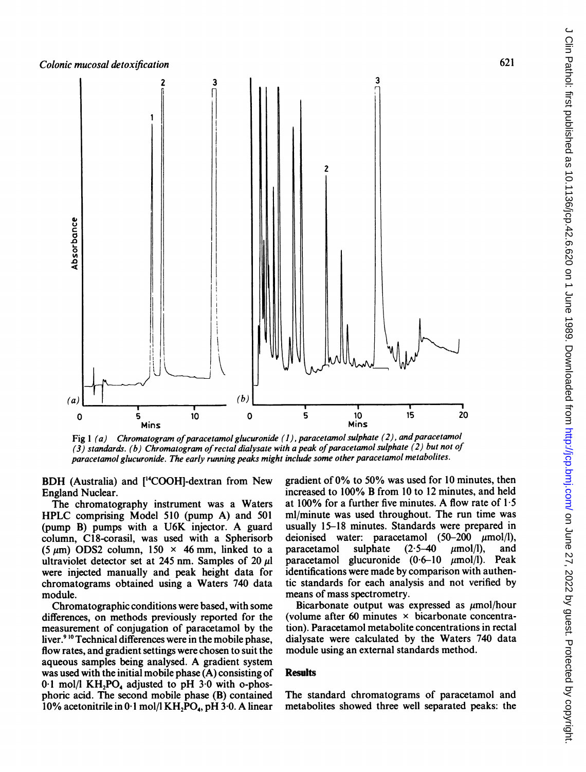Fig 1 *(a) Chromatogram of paracetamol glucuronide (1), paracetamol sulphate (2), and paracetamol (3) standards. (b) Chromatogram of rectal dialysate with a peak of paracetamol sulphate (2) but not of paracetamol glucuronide. The early running peaks might include some other paracetamol metabolites.*

BDH (Australia) and [$^{14}$COOH]-dextran from New England Nuclear.

The chromatography instrument was a Waters HPLC comprising Model 510 (pump A) and 501 (pump B) pumps with a U6K injector. A guard column, C18-corasil, was used with a Spherisorb (5 $\mu$m) ODS2 column, 150 × 46 mm, linked to a ultraviolet detector set at 245 nm. Samples of 20 $\mu$l were injected manually and peak height data for chromatograms obtained using a Waters 740 data module.

Chromatographic conditions were based, with some differences, on methods previously reported for the measurement of conjugation of paracetamol by the liver.[9,10] Technical differences were in the mobile phase, flow rates, and gradient settings were chosen to suit the aqueous samples being analysed. A gradient system was used with the initial mobile phase (A) consisting of 0·1 mol/l $KH_2PO_4$ adjusted to pH 3·0 with o-phosphoric acid. The second mobile phase (B) contained 10% acetonitrile in 0·1 mol/l $KH_2PO_4$, pH 3·0. A linear gradient of 0% to 50% was used for 10 minutes, then increased to 100% B from 10 to 12 minutes, and held at 100% for a further five minutes. A flow rate of 1·5 ml/minute was used throughout. The run time was usually 15–18 minutes. Standards were prepared in deionised water: paracetamol (50–200 $\mu$mol/l), paracetamol sulphate (2·5–40 $\mu$mol/l), and paracetamol glucuronide (0·6–10 $\mu$mol/l). Peak identifications were made by comparison with authentic standards for each analysis and not verified by means of mass spectrometry.

Bicarbonate output was expressed as $\mu$mol/hour (volume after 60 minutes × bicarbonate concentration). Paracetamol metabolite concentrations in rectal dialysate were calculated by the Waters 740 data module using an external standards method.

## Results

The standard chromatograms of paracetamol and metabolites showed three well separated peaks: the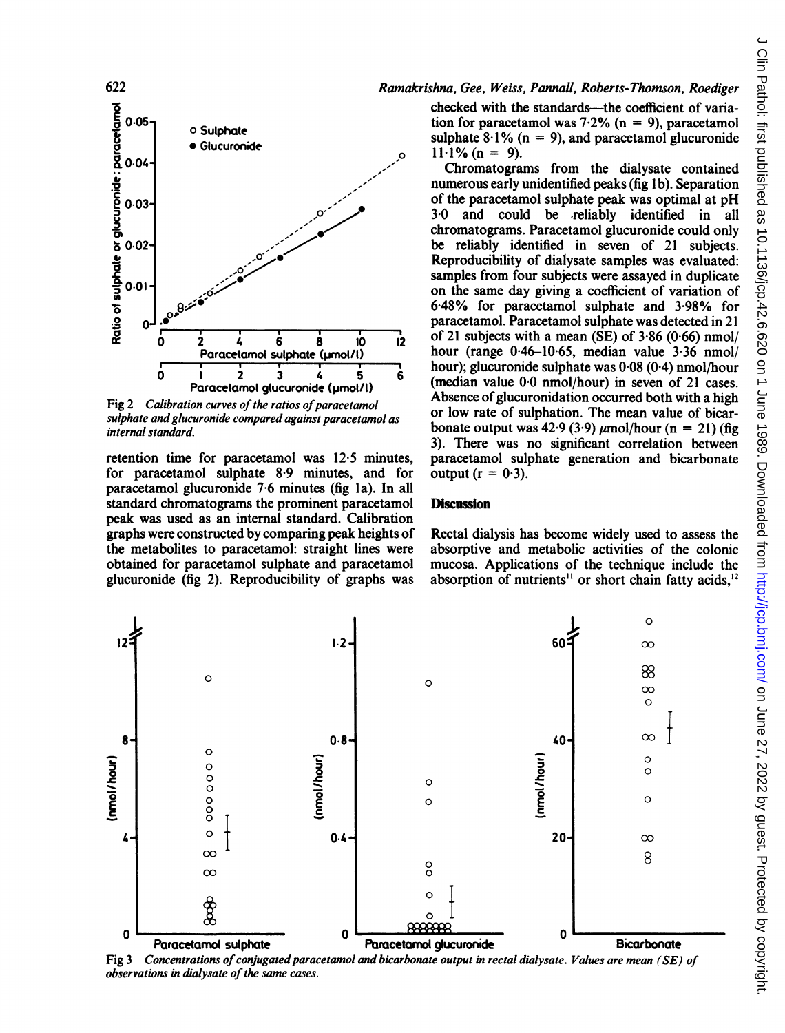Fig 2 *Calibration curves of the ratios of paracetamol sulphate and glucuronide compared against paracetamol as internal standard.*

retention time for paracetamol was 12·5 minutes, for paracetamol sulphate 8·9 minutes, and for paracetamol glucuronide 7·6 minutes (fig 1a). In all standard chromatograms the prominent paracetamol peak was used as an internal standard. Calibration graphs were constructed by comparing peak heights of the metabolites to paracetamol: straight lines were obtained for paracetamol sulphate and paracetamol glucuronide (fig 2). Reproducibility of graphs was checked with the standards—the coefficient of variation for paracetamol was 7·2% (n = 9), paracetamol sulphate 8·1% (n = 9), and paracetamol glucuronide 11·1% (n = 9).

Chromatograms from the dialysate contained numerous early unidentified peaks (fig 1b). Separation of the paracetamol sulphate peak was optimal at pH 3·0 and could be reliably identified in all chromatograms. Paracetamol glucuronide could only be reliably identified in seven of 21 subjects. Reproducibility of dialysate samples was evaluated: samples from four subjects were assayed in duplicate on the same day giving a coefficient of variation of 6·48% for paracetamol sulphate and 3·98% for paracetamol. Paracetamol sulphate was detected in 21 of 21 subjects with a mean (SE) of 3·86 (0·66) nmol/hour (range 0·46–10·65, median value 3·36 nmol/hour); glucuronide sulphate was 0·08 (0·4) nmol/hour (median value 0·0 nmol/hour) in seven of 21 cases. Absence of glucuronidation occurred both with a high or low rate of sulphation. The mean value of bicarbonate output was 42·9 (3·9) μmol/hour (n = 21) (fig 3). There was no significant correlation between paracetamol sulphate generation and bicarbonate output (r = 0·3).

## Discussion

Rectal dialysis has become widely used to assess the absorptive and metabolic activities of the colonic mucosa. Applications of the technique include the absorption of nutrients[11] or short chain fatty acids,[12]

Fig 3 *Concentrations of conjugated paracetamol and bicarbonate output in rectal dialysate. Values are mean (SE) of observations in dialysate of the same cases.*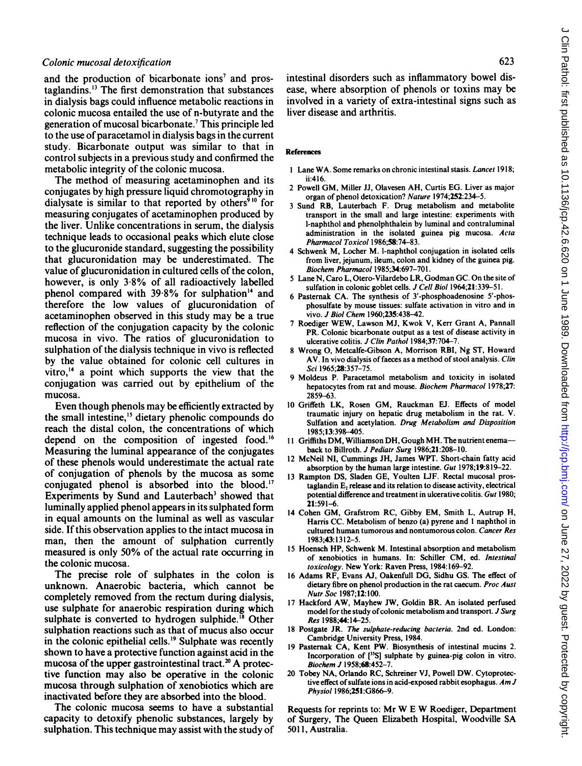and the production of bicarbonate ions[7] and prostaglandins.[13] The first demonstration that substances in dialysis bags could influence metabolic reactions in colonic mucosa entailed the use of n-butyrate and the generation of mucosal bicarbonate.[7] This principle led to the use of paracetamol in dialysis bags in the current study. Bicarbonate output was similar to that in control subjects in a previous study and confirmed the metabolic integrity of the colonic mucosa.

The method of measuring acetaminophen and its conjugates by high pressure liquid chromotography in dialysate is similar to that reported by others[9,10] for measuring conjugates of acetaminophen produced by the liver. Unlike concentrations in serum, the dialysis technique leads to occasional peaks which elute close to the glucuronide standard, suggesting the possibility that glucuronidation may be underestimated. The value of glucuronidation in cultured cells of the colon, however, is only 3·8% of all radioactively labelled phenol compared with 39·8% for sulphation[14] and therefore the low values of glucuronidation of acetaminophen observed in this study may be a true reflection of the conjugation capacity by the colonic mucosa in vivo. The ratios of glucuronidation to sulphation of the dialysis technique in vivo is reflected by the value obtained for colonic cell cultures in vitro,[14] a point which supports the view that the conjugation was carried out by epithelium of the mucosa.

Even though phenols may be efficiently extracted by the small intestine,[15] dietary phenolic compounds do reach the distal colon, the concentrations of which depend on the composition of ingested food.[16] Measuring the luminal appearance of the conjugates of these phenols would underestimate the actual rate of conjugation of phenols by the mucosa as some conjugated phenol is absorbed into the blood.[17] Experiments by Sund and Lauterbach[3] showed that luminally applied phenol appears in its sulphated form in equal amounts on the luminal as well as vascular side. If this observation applies to the intact mucosa in man, then the amount of sulphation currently measured is only 50% of the actual rate occurring in the colonic mucosa.

The precise role of sulphates in the colon is unknown. Anaerobic bacteria, which cannot be completely removed from the rectum during dialysis, use sulphate for anaerobic respiration during which sulphate is converted to hydrogen sulphide.[18] Other sulphation reactions such as that of mucus also occur in the colonic epithelial cells.[19] Sulphate was recently shown to have a protective function against acid in the mucosa of the upper gastrointestinal tract.[20] A protective function may also be operative in the colonic mucosa through sulphation of xenobiotics which are inactivated before they are absorbed into the blood.

The colonic mucosa seems to have a substantial capacity to detoxify phenolic substances, largely by sulphation. This technique may assist with the study of intestinal disorders such as inflammatory bowel disease, where absorption of phenols or toxins may be involved in a variety of extra-intestinal signs such as liver disease and arthritis.

## References

1. Lane WA. Some remarks on chronic intestinal stasis. *Lancet* 1918; ii:416.
2. Powell GM, Miller JJ, Olavesen AH, Curtis EG. Liver as major organ of phenol detoxication? *Nature* 1974;**252**:234–5.
3. Sund RB, Lauterbach F. Drug metabolism and metabolite transport in the small and large intestine: experiments with l-naphthol and phenolphthalein by luminal and contraluminal administration in the isolated guinea pig mucosa. *Acta Pharmacol Toxicol* 1986;**58**:74–83.
4. Schwenk M, Locher M. l-naphthol conjugation in isolated cells from liver, jejunum, ileum, colon and kidney of the guinea pig. *Biochem Pharmacol* 1985;**34**:697–701.
5. Lane N, Caro L, Otero-Vilardebo LR, Godman GC. On the site of sulfation in colonic goblet cells. *J Cell Biol* 1964;**21**:339–51.
6. Pasternak CA. The synthesis of 3'-phosphoadenosine 5'-phosphosulfate by mouse tissues: sulfate activation in vitro and in vivo. *J Biol Chem* 1960;**235**:438–42.
7. Roediger WEW, Lawson MJ, Kwok V, Kerr Grant A, Pannall PR. Colonic bicarbonate output as a test of disease activity in ulcerative colitis. *J Clin Pathol* 1984;**37**:704–7.
8. Wrong O, Metcalfe-Gibson A, Morrison RBI, Ng ST, Howard AV. In vivo dialysis of faeces as a method of stool analysis. *Clin Sci* 1965;**28**:357–75.
9. Moldeus P. Paracetamol metabolism and toxicity in isolated hepatocytes from rat and mouse. *Biochem Pharmacol* 1978;**27**: 2859–63.
10. Griffeth LK, Rosen GM, Rauckman EJ. Effects of model traumatic injury on hepatic drug metabolism in the rat. V. Sulfation and acetylation. *Drug Metabolism and Disposition* 1985;**13**:398–405.
11. Griffiths DM, Williamson DH, Gough MH. The nutrient enema—back to Billroth. *J Pediatr Surg* 1986;**21**:208–10.
12. McNeil NI, Cummings JH, James WPT. Short-chain fatty acid absorption by the human large intestine. *Gut* 1978;**19**:819–22.
13. Rampton DS, Sladen GE, Youlten LJF. Rectal mucosal prostaglandin $E_2$ release and its relation to disease activity, electrical potential difference and treatment in ulcerative colitis. *Gut* 1980; **21**:591–6.
14. Cohen GM, Grafstrom RC, Gibby EM, Smith L, Autrup H, Harris CC. Metabolism of benzo (a) pyrene and 1 naphthol in cultured human tumorous and nontumorous colon. *Cancer Res* 1983;**43**:1312–5.
15. Hoensch HP, Schwenk M. Intestinal absorption and metabolism of xenobiotics in humans. In: Schiller CM, ed. *Intestinal toxicology*. New York: Raven Press, 1984:169–92.
16. Adams RF, Evans AJ, Oakenfull DG, Sidhu GS. The effect of dietary fibre on phenol production in the rat caecum. *Proc Aust Nutr Soc* 1987;**12**:100.
17. Hackford AW, Mayhew JW, Goldin BR. An isolated perfused model for the study of colonic metabolism and transport. *J Surg Res* 1988;**44**:14–25.
18. Postgate JR. *The sulphate-reducing bacteria*. 2nd ed. London: Cambridge University Press, 1984.
19. Pasternak CA, Kent PW. Biosynthesis of intestinal mucins 2. Incorporation of [$^{35}$S] sulphate by guinea-pig colon in vitro. *Biochem J* 1958;**68**:452–7.
20. Tobey NA, Orlando RC, Schreiner VJ, Powell DW. Cytoprotective effect of sulfate ions in acid-exposed rabbit esophagus. *Am J Physiol* 1986;**251**:G866–9.

Requests for reprints to: Mr W E W Roediger, Department of Surgery, The Queen Elizabeth Hospital, Woodville SA 5011, Australia.